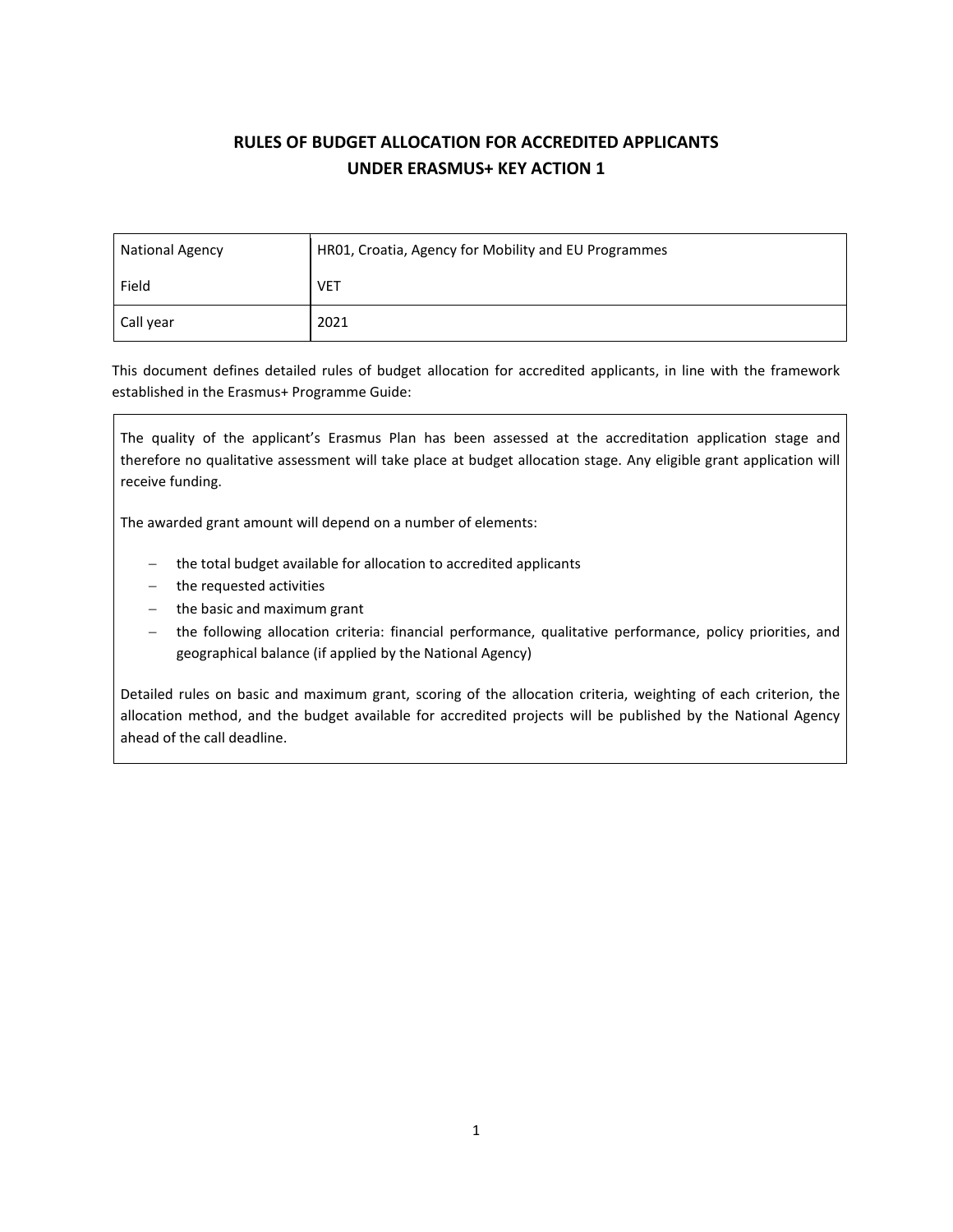# RULES OF BUDGET ALLOCATION FOR ACCREDITED APPLICANTS UNDER ERASMUS+ KEY ACTION 1

| National Agency | HR01, Croatia, Agency for Mobility and EU Programmes |
|---|---|
| Field | VET |
| Call year | 2021 |

This document defines detailed rules of budget allocation for accredited applicants, in line with the framework established in the Erasmus+ Programme Guide:

> The quality of the applicant's Erasmus Plan has been assessed at the accreditation application stage and therefore no qualitative assessment will take place at budget allocation stage. Any eligible grant application will receive funding.
>
> The awarded grant amount will depend on a number of elements:
>
> - the total budget available for allocation to accredited applicants
> - the requested activities
> - the basic and maximum grant
> - the following allocation criteria: financial performance, qualitative performance, policy priorities, and geographical balance (if applied by the National Agency)
>
> Detailed rules on basic and maximum grant, scoring of the allocation criteria, weighting of each criterion, the allocation method, and the budget available for accredited projects will be published by the National Agency ahead of the call deadline.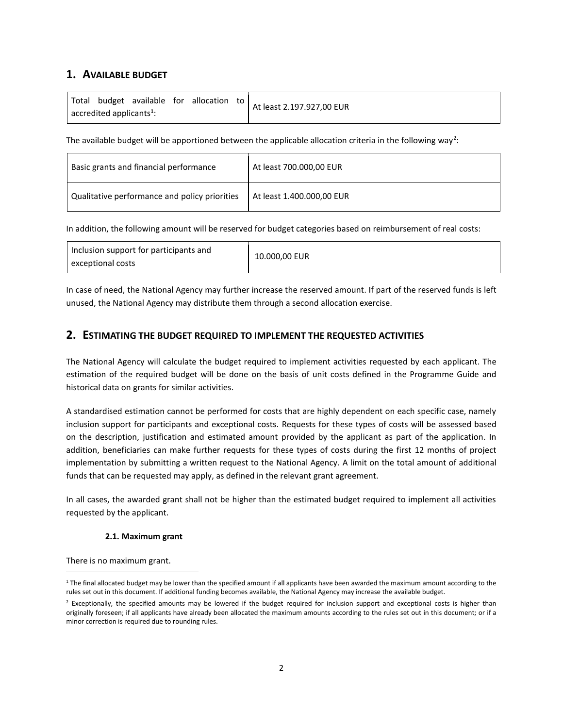# 1. Available budget

| Total budget available for allocation to accredited applicants[1]: | At least 2.197.927,00 EUR |
|---|---|

The available budget will be apportioned between the applicable allocation criteria in the following way[2]:

| Basic grants and financial performance | At least 700.000,00 EUR |
|---|---|
| Qualitative performance and policy priorities | At least 1.400.000,00 EUR |

In addition, the following amount will be reserved for budget categories based on reimbursement of real costs:

| Inclusion support for participants and exceptional costs | 10.000,00 EUR |
|---|---|

In case of need, the National Agency may further increase the reserved amount. If part of the reserved funds is left unused, the National Agency may distribute them through a second allocation exercise.

# 2. Estimating the budget required to implement the requested activities

The National Agency will calculate the budget required to implement activities requested by each applicant. The estimation of the required budget will be done on the basis of unit costs defined in the Programme Guide and historical data on grants for similar activities.

A standardised estimation cannot be performed for costs that are highly dependent on each specific case, namely inclusion support for participants and exceptional costs. Requests for these types of costs will be assessed based on the description, justification and estimated amount provided by the applicant as part of the application. In addition, beneficiaries can make further requests for these types of costs during the first 12 months of project implementation by submitting a written request to the National Agency. A limit on the total amount of additional funds that can be requested may apply, as defined in the relevant grant agreement.

In all cases, the awarded grant shall not be higher than the estimated budget required to implement all activities requested by the applicant.

### 2.1. Maximum grant

There is no maximum grant.

[1] The final allocated budget may be lower than the specified amount if all applicants have been awarded the maximum amount according to the rules set out in this document. If additional funding becomes available, the National Agency may increase the available budget.

[2] Exceptionally, the specified amounts may be lowered if the budget required for inclusion support and exceptional costs is higher than originally foreseen; if all applicants have already been allocated the maximum amounts according to the rules set out in this document; or if a minor correction is required due to rounding rules.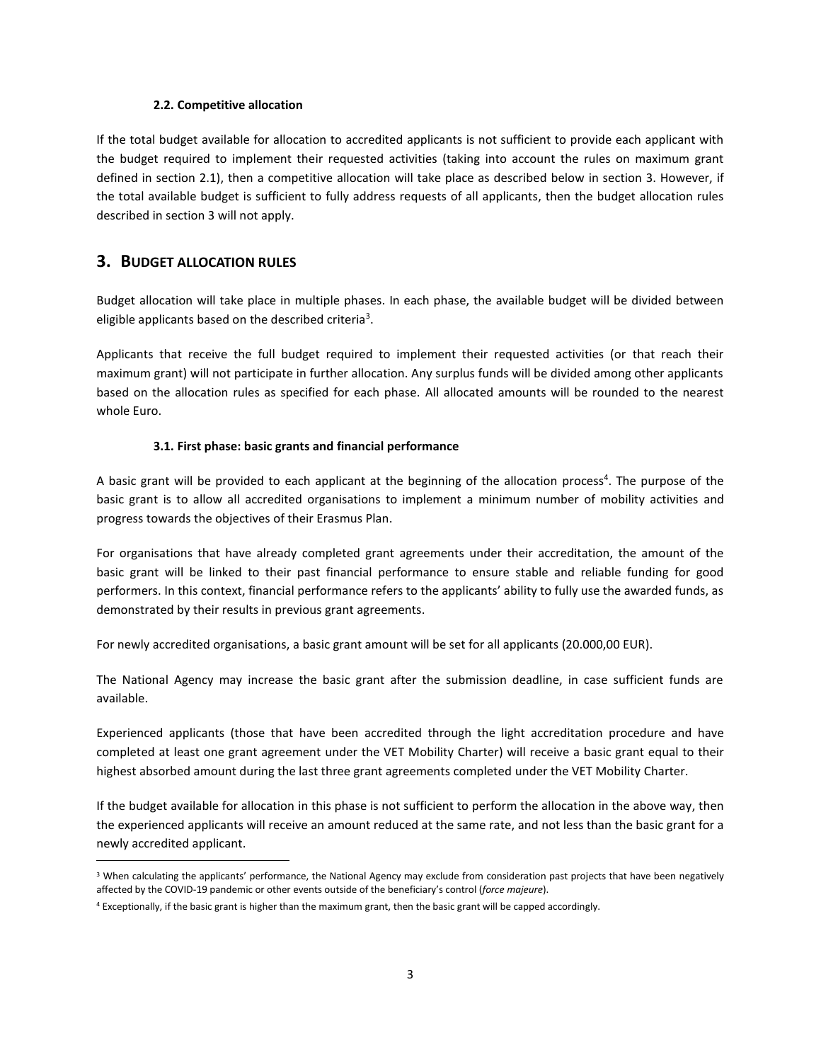### 2.2. Competitive allocation

If the total budget available for allocation to accredited applicants is not sufficient to provide each applicant with the budget required to implement their requested activities (taking into account the rules on maximum grant defined in section 2.1), then a competitive allocation will take place as described below in section 3. However, if the total available budget is sufficient to fully address requests of all applicants, then the budget allocation rules described in section 3 will not apply.

## 3. Budget allocation rules

Budget allocation will take place in multiple phases. In each phase, the available budget will be divided between eligible applicants based on the described criteria[3].

Applicants that receive the full budget required to implement their requested activities (or that reach their maximum grant) will not participate in further allocation. Any surplus funds will be divided among other applicants based on the allocation rules as specified for each phase. All allocated amounts will be rounded to the nearest whole Euro.

### 3.1. First phase: basic grants and financial performance

A basic grant will be provided to each applicant at the beginning of the allocation process[4]. The purpose of the basic grant is to allow all accredited organisations to implement a minimum number of mobility activities and progress towards the objectives of their Erasmus Plan.

For organisations that have already completed grant agreements under their accreditation, the amount of the basic grant will be linked to their past financial performance to ensure stable and reliable funding for good performers. In this context, financial performance refers to the applicants' ability to fully use the awarded funds, as demonstrated by their results in previous grant agreements.

For newly accredited organisations, a basic grant amount will be set for all applicants (20.000,00 EUR).

The National Agency may increase the basic grant after the submission deadline, in case sufficient funds are available.

Experienced applicants (those that have been accredited through the light accreditation procedure and have completed at least one grant agreement under the VET Mobility Charter) will receive a basic grant equal to their highest absorbed amount during the last three grant agreements completed under the VET Mobility Charter.

If the budget available for allocation in this phase is not sufficient to perform the allocation in the above way, then the experienced applicants will receive an amount reduced at the same rate, and not less than the basic grant for a newly accredited applicant.

[3] When calculating the applicants' performance, the National Agency may exclude from consideration past projects that have been negatively affected by the COVID-19 pandemic or other events outside of the beneficiary's control (*force majeure*).

[4] Exceptionally, if the basic grant is higher than the maximum grant, then the basic grant will be capped accordingly.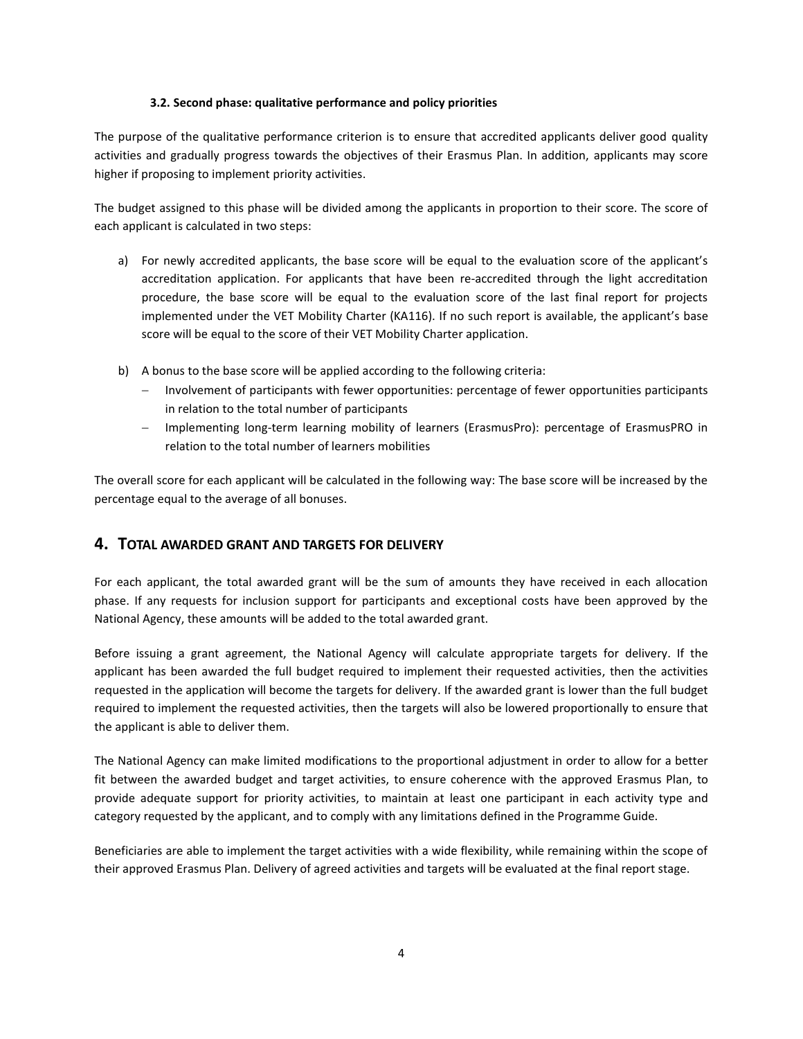### 3.2. Second phase: qualitative performance and policy priorities

The purpose of the qualitative performance criterion is to ensure that accredited applicants deliver good quality activities and gradually progress towards the objectives of their Erasmus Plan. In addition, applicants may score higher if proposing to implement priority activities.

The budget assigned to this phase will be divided among the applicants in proportion to their score. The score of each applicant is calculated in two steps:

a) For newly accredited applicants, the base score will be equal to the evaluation score of the applicant's accreditation application. For applicants that have been re-accredited through the light accreditation procedure, the base score will be equal to the evaluation score of the last final report for projects implemented under the VET Mobility Charter (KA116). If no such report is available, the applicant's base score will be equal to the score of their VET Mobility Charter application.

b) A bonus to the base score will be applied according to the following criteria:
   - Involvement of participants with fewer opportunities: percentage of fewer opportunities participants in relation to the total number of participants
   - Implementing long-term learning mobility of learners (ErasmusPro): percentage of ErasmusPRO in relation to the total number of learners mobilities

The overall score for each applicant will be calculated in the following way: The base score will be increased by the percentage equal to the average of all bonuses.

## 4. Total awarded grant and targets for delivery

For each applicant, the total awarded grant will be the sum of amounts they have received in each allocation phase. If any requests for inclusion support for participants and exceptional costs have been approved by the National Agency, these amounts will be added to the total awarded grant.

Before issuing a grant agreement, the National Agency will calculate appropriate targets for delivery. If the applicant has been awarded the full budget required to implement their requested activities, then the activities requested in the application will become the targets for delivery. If the awarded grant is lower than the full budget required to implement the requested activities, then the targets will also be lowered proportionally to ensure that the applicant is able to deliver them.

The National Agency can make limited modifications to the proportional adjustment in order to allow for a better fit between the awarded budget and target activities, to ensure coherence with the approved Erasmus Plan, to provide adequate support for priority activities, to maintain at least one participant in each activity type and category requested by the applicant, and to comply with any limitations defined in the Programme Guide.

Beneficiaries are able to implement the target activities with a wide flexibility, while remaining within the scope of their approved Erasmus Plan. Delivery of agreed activities and targets will be evaluated at the final report stage.